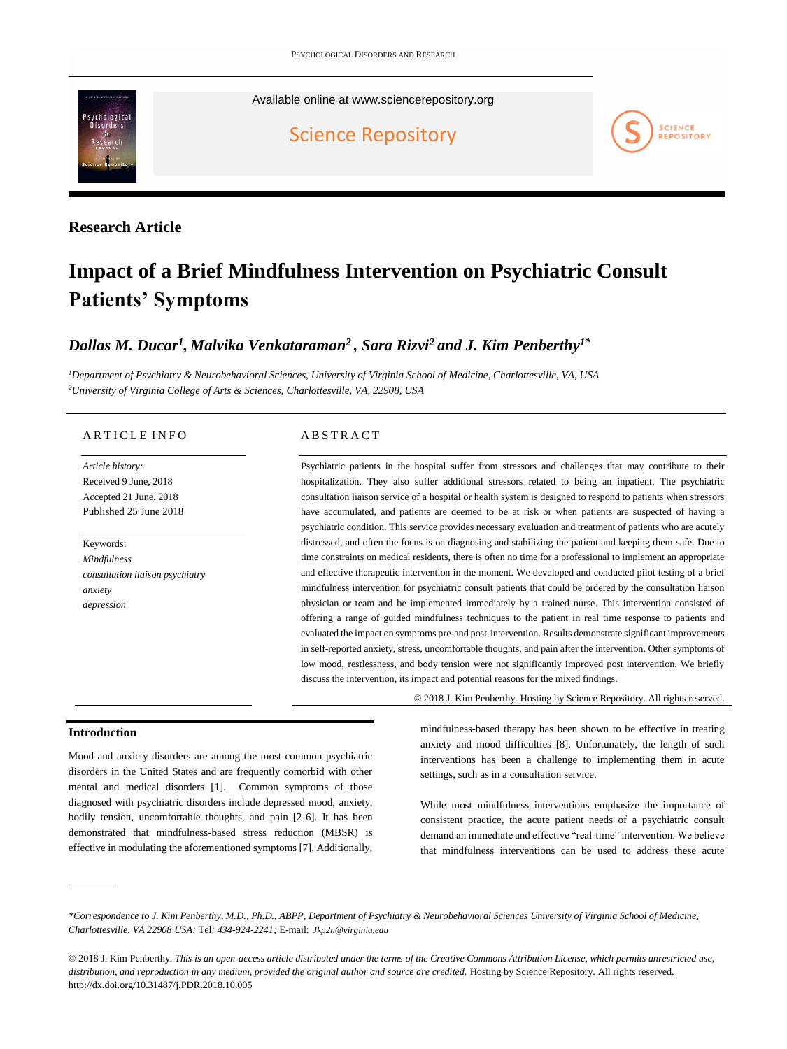Research Article

# Impact of a Brief Mindfulness Intervention on Psychiatric Consult Patients' Symptoms

***Dallas M. Ducar[1], Malvika Venkataraman[2], Sara Rizvi[2] and J. Kim Penberthy[1*]***

[1]*Department of Psychiatry & Neurobehavioral Sciences, University of Virginia School of Medicine, Charlottesville, VA, USA*
[2]*University of Virginia College of Arts & Sciences, Charlottesville, VA, 22908, USA*

## ARTICLE INFO

*Article history:*
Received 9 June, 2018
Accepted 21 June, 2018
Published 25 June 2018

Keywords:
*Mindfulness*
*consultation liaison psychiatry*
*anxiety*
*depression*

## ABSTRACT

Psychiatric patients in the hospital suffer from stressors and challenges that may contribute to their hospitalization. They also suffer additional stressors related to being an inpatient. The psychiatric consultation liaison service of a hospital or health system is designed to respond to patients when stressors have accumulated, and patients are deemed to be at risk or when patients are suspected of having a psychiatric condition. This service provides necessary evaluation and treatment of patients who are acutely distressed, and often the focus is on diagnosing and stabilizing the patient and keeping them safe. Due to time constraints on medical residents, there is often no time for a professional to implement an appropriate and effective therapeutic intervention in the moment. We developed and conducted pilot testing of a brief mindfulness intervention for psychiatric consult patients that could be ordered by the consultation liaison physician or team and be implemented immediately by a trained nurse. This intervention consisted of offering a range of guided mindfulness techniques to the patient in real time response to patients and evaluated the impact on symptoms pre-and post-intervention. Results demonstrate significant improvements in self-reported anxiety, stress, uncomfortable thoughts, and pain after the intervention. Other symptoms of low mood, restlessness, and body tension were not significantly improved post intervention. We briefly discuss the intervention, its impact and potential reasons for the mixed findings.

© 2018 J. Kim Penberthy. Hosting by Science Repository. All rights reserved.

## Introduction

Mood and anxiety disorders are among the most common psychiatric disorders in the United States and are frequently comorbid with other mental and medical disorders [1]. Common symptoms of those diagnosed with psychiatric disorders include depressed mood, anxiety, bodily tension, uncomfortable thoughts, and pain [2-6]. It has been demonstrated that mindfulness-based stress reduction (MBSR) is effective in modulating the aforementioned symptoms [7]. Additionally, mindfulness-based therapy has been shown to be effective in treating anxiety and mood difficulties [8]. Unfortunately, the length of such interventions has been a challenge to implementing them in acute settings, such as in a consultation service.

While most mindfulness interventions emphasize the importance of consistent practice, the acute patient needs of a psychiatric consult demand an immediate and effective "real-time" intervention. We believe that mindfulness interventions can be used to address these acute

*\*Correspondence to J. Kim Penberthy, M.D., Ph.D., ABPP, Department of Psychiatry & Neurobehavioral Sciences University of Virginia School of Medicine, Charlottesville, VA 22908 USA;* Tel*: 434-924-2241;* E-mail: *Jkp2n@virginia.edu*

© 2018 J. Kim Penberthy. *This is an open-access article distributed under the terms of the Creative Commons Attribution License, which permits unrestricted use, distribution, and reproduction in any medium, provided the original author and source are credited.* Hosting by Science Repository. All rights reserved.
http://dx.doi.org/10.31487/j.PDR.2018.10.005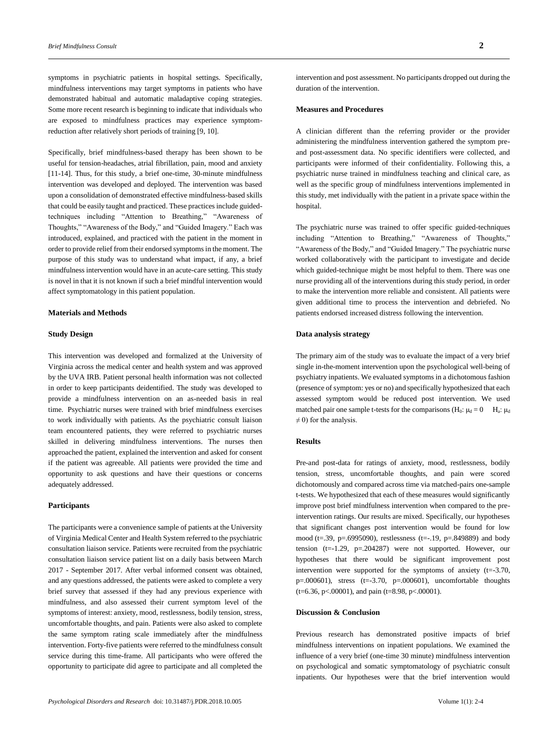symptoms in psychiatric patients in hospital settings. Specifically, mindfulness interventions may target symptoms in patients who have demonstrated habitual and automatic maladaptive coping strategies. Some more recent research is beginning to indicate that individuals who are exposed to mindfulness practices may experience symptom-reduction after relatively short periods of training [9, 10].

Specifically, brief mindfulness-based therapy has been shown to be useful for tension-headaches, atrial fibrillation, pain, mood and anxiety [11-14]. Thus, for this study, a brief one-time, 30-minute mindfulness intervention was developed and deployed. The intervention was based upon a consolidation of demonstrated effective mindfulness-based skills that could be easily taught and practiced. These practices include guided-techniques including "Attention to Breathing," "Awareness of Thoughts," "Awareness of the Body," and "Guided Imagery." Each was introduced, explained, and practiced with the patient in the moment in order to provide relief from their endorsed symptoms in the moment. The purpose of this study was to understand what impact, if any, a brief mindfulness intervention would have in an acute-care setting. This study is novel in that it is not known if such a brief mindful intervention would affect symptomatology in this patient population.

## Materials and Methods

### Study Design

This intervention was developed and formalized at the University of Virginia across the medical center and health system and was approved by the UVA IRB. Patient personal health information was not collected in order to keep participants deidentified. The study was developed to provide a mindfulness intervention on an as-needed basis in real time. Psychiatric nurses were trained with brief mindfulness exercises to work individually with patients. As the psychiatric consult liaison team encountered patients, they were referred to psychiatric nurses skilled in delivering mindfulness interventions. The nurses then approached the patient, explained the intervention and asked for consent if the patient was agreeable. All patients were provided the time and opportunity to ask questions and have their questions or concerns adequately addressed.

### Participants

The participants were a convenience sample of patients at the University of Virginia Medical Center and Health System referred to the psychiatric consultation liaison service. Patients were recruited from the psychiatric consultation liaison service patient list on a daily basis between March 2017 - September 2017. After verbal informed consent was obtained, and any questions addressed, the patients were asked to complete a very brief survey that assessed if they had any previous experience with mindfulness, and also assessed their current symptom level of the symptoms of interest: anxiety, mood, restlessness, bodily tension, stress, uncomfortable thoughts, and pain. Patients were also asked to complete the same symptom rating scale immediately after the mindfulness intervention. Forty-five patients were referred to the mindfulness consult service during this time-frame. All participants who were offered the opportunity to participate did agree to participate and all completed the intervention and post assessment. No participants dropped out during the duration of the intervention.

### Measures and Procedures

A clinician different than the referring provider or the provider administering the mindfulness intervention gathered the symptom pre- and post-assessment data. No specific identifiers were collected, and participants were informed of their confidentiality. Following this, a psychiatric nurse trained in mindfulness teaching and clinical care, as well as the specific group of mindfulness interventions implemented in this study, met individually with the patient in a private space within the hospital.

The psychiatric nurse was trained to offer specific guided-techniques including "Attention to Breathing," "Awareness of Thoughts," "Awareness of the Body," and "Guided Imagery." The psychiatric nurse worked collaboratively with the participant to investigate and decide which guided-technique might be most helpful to them. There was one nurse providing all of the interventions during this study period, in order to make the intervention more reliable and consistent. All patients were given additional time to process the intervention and debriefed. No patients endorsed increased distress following the intervention.

### Data analysis strategy

The primary aim of the study was to evaluate the impact of a very brief single in-the-moment intervention upon the psychological well-being of psychiatry inpatients. We evaluated symptoms in a dichotomous fashion (presence of symptom: yes or no) and specifically hypothesized that each assessed symptom would be reduced post intervention. We used matched pair one sample t-tests for the comparisons ($H_0$: $\mu_d = 0$ $H_a$: $\mu_d \neq 0$) for the analysis.

## Results

Pre-and post-data for ratings of anxiety, mood, restlessness, bodily tension, stress, uncomfortable thoughts, and pain were scored dichotomously and compared across time via matched-pairs one-sample t-tests. We hypothesized that each of these measures would significantly improve post brief mindfulness intervention when compared to the pre-intervention ratings. Our results are mixed. Specifically, our hypotheses that significant changes post intervention would be found for low mood ($t=.39$, $p=.6995090$), restlessness ($t=-.19$, $p=.849889$) and body tension ($t=-1.29$, $p=.204287$) were not supported. However, our hypotheses that there would be significant improvement post intervention were supported for the symptoms of anxiety ($t=-3.70$, $p=.000601$), stress ($t=-3.70$, $p=.000601$), uncomfortable thoughts ($t=6.36$, $p<.00001$), and pain ($t=8.98$, $p<.00001$).

## Discussion & Conclusion

Previous research has demonstrated positive impacts of brief mindfulness interventions on inpatient populations. We examined the influence of a very brief (one-time 30 minute) mindfulness intervention on psychological and somatic symptomatology of psychiatric consult inpatients. Our hypotheses were that the brief intervention would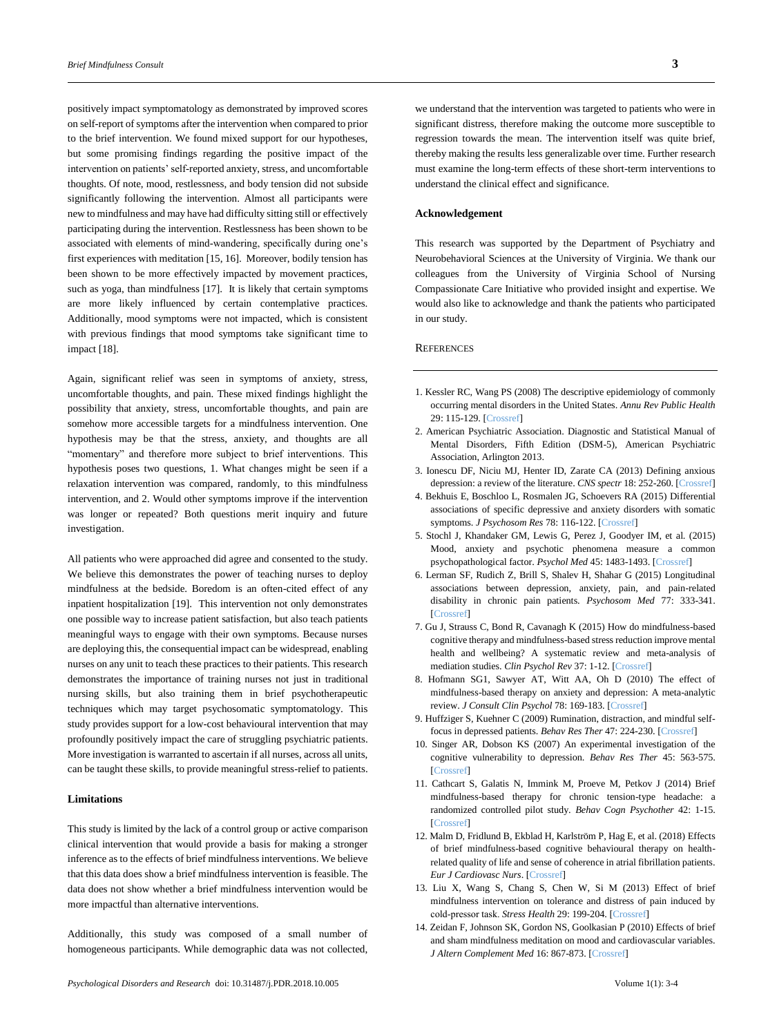positively impact symptomatology as demonstrated by improved scores on self-report of symptoms after the intervention when compared to prior to the brief intervention. We found mixed support for our hypotheses, but some promising findings regarding the positive impact of the intervention on patients' self-reported anxiety, stress, and uncomfortable thoughts. Of note, mood, restlessness, and body tension did not subside significantly following the intervention. Almost all participants were new to mindfulness and may have had difficulty sitting still or effectively participating during the intervention. Restlessness has been shown to be associated with elements of mind-wandering, specifically during one's first experiences with meditation [15, 16]. Moreover, bodily tension has been shown to be more effectively impacted by movement practices, such as yoga, than mindfulness [17]. It is likely that certain symptoms are more likely influenced by certain contemplative practices. Additionally, mood symptoms were not impacted, which is consistent with previous findings that mood symptoms take significant time to impact [18].

Again, significant relief was seen in symptoms of anxiety, stress, uncomfortable thoughts, and pain. These mixed findings highlight the possibility that anxiety, stress, uncomfortable thoughts, and pain are somehow more accessible targets for a mindfulness intervention. One hypothesis may be that the stress, anxiety, and thoughts are all "momentary" and therefore more subject to brief interventions. This hypothesis poses two questions, 1. What changes might be seen if a relaxation intervention was compared, randomly, to this mindfulness intervention, and 2. Would other symptoms improve if the intervention was longer or repeated? Both questions merit inquiry and future investigation.

All patients who were approached did agree and consented to the study. We believe this demonstrates the power of teaching nurses to deploy mindfulness at the bedside. Boredom is an often-cited effect of any inpatient hospitalization [19]. This intervention not only demonstrates one possible way to increase patient satisfaction, but also teach patients meaningful ways to engage with their own symptoms. Because nurses are deploying this, the consequential impact can be widespread, enabling nurses on any unit to teach these practices to their patients. This research demonstrates the importance of training nurses not just in traditional nursing skills, but also training them in brief psychotherapeutic techniques which may target psychosomatic symptomatology. This study provides support for a low-cost behavioural intervention that may profoundly positively impact the care of struggling psychiatric patients. More investigation is warranted to ascertain if all nurses, across all units, can be taught these skills, to provide meaningful stress-relief to patients.

## Limitations

This study is limited by the lack of a control group or active comparison clinical intervention that would provide a basis for making a stronger inference as to the effects of brief mindfulness interventions. We believe that this data does show a brief mindfulness intervention is feasible. The data does not show whether a brief mindfulness intervention would be more impactful than alternative interventions.

Additionally, this study was composed of a small number of homogeneous participants. While demographic data was not collected, we understand that the intervention was targeted to patients who were in significant distress, therefore making the outcome more susceptible to regression towards the mean. The intervention itself was quite brief, thereby making the results less generalizable over time. Further research must examine the long-term effects of these short-term interventions to understand the clinical effect and significance.

## Acknowledgement

This research was supported by the Department of Psychiatry and Neurobehavioral Sciences at the University of Virginia. We thank our colleagues from the University of Virginia School of Nursing Compassionate Care Initiative who provided insight and expertise. We would also like to acknowledge and thank the patients who participated in our study.

## References

1. Kessler RC, Wang PS (2008) The descriptive epidemiology of commonly occurring mental disorders in the United States. *Annu Rev Public Health* 29: 115-129. [Crossref]
2. American Psychiatric Association. Diagnostic and Statistical Manual of Mental Disorders, Fifth Edition (DSM-5), American Psychiatric Association, Arlington 2013.
3. Ionescu DF, Niciu MJ, Henter ID, Zarate CA (2013) Defining anxious depression: a review of the literature. *CNS spectr* 18: 252-260. [Crossref]
4. Bekhuis E, Boschloo L, Rosmalen JG, Schoevers RA (2015) Differential associations of specific depressive and anxiety disorders with somatic symptoms. *J Psychosom Res* 78: 116-122. [Crossref]
5. Stochl J, Khandaker GM, Lewis G, Perez J, Goodyer IM, et al. (2015) Mood, anxiety and psychotic phenomena measure a common psychopathological factor. *Psychol Med* 45: 1483-1493. [Crossref]
6. Lerman SF, Rudich Z, Brill S, Shalev H, Shahar G (2015) Longitudinal associations between depression, anxiety, pain, and pain-related disability in chronic pain patients. *Psychosom Med* 77: 333-341. [Crossref]
7. Gu J, Strauss C, Bond R, Cavanagh K (2015) How do mindfulness-based cognitive therapy and mindfulness-based stress reduction improve mental health and wellbeing? A systematic review and meta-analysis of mediation studies. *Clin Psychol Rev* 37: 1-12. [Crossref]
8. Hofmann SG1, Sawyer AT, Witt AA, Oh D (2010) The effect of mindfulness-based therapy on anxiety and depression: A meta-analytic review. *J Consult Clin Psychol* 78: 169-183. [Crossref]
9. Huffziger S, Kuehner C (2009) Rumination, distraction, and mindful self-focus in depressed patients. *Behav Res Ther* 47: 224-230. [Crossref]
10. Singer AR, Dobson KS (2007) An experimental investigation of the cognitive vulnerability to depression. *Behav Res Ther* 45: 563-575. [Crossref]
11. Cathcart S, Galatis N, Immink M, Proeve M, Petkov J (2014) Brief mindfulness-based therapy for chronic tension-type headache: a randomized controlled pilot study. *Behav Cogn Psychother* 42: 1-15. [Crossref]
12. Malm D, Fridlund B, Ekblad H, Karlström P, Hag E, et al. (2018) Effects of brief mindfulness-based cognitive behavioural therapy on health-related quality of life and sense of coherence in atrial fibrillation patients. *Eur J Cardiovasc Nurs*. [Crossref]
13. Liu X, Wang S, Chang S, Chen W, Si M (2013) Effect of brief mindfulness intervention on tolerance and distress of pain induced by cold-pressor task. *Stress Health* 29: 199-204. [Crossref]
14. Zeidan F, Johnson SK, Gordon NS, Goolkasian P (2010) Effects of brief and sham mindfulness meditation on mood and cardiovascular variables. *J Altern Complement Med* 16: 867-873. [Crossref]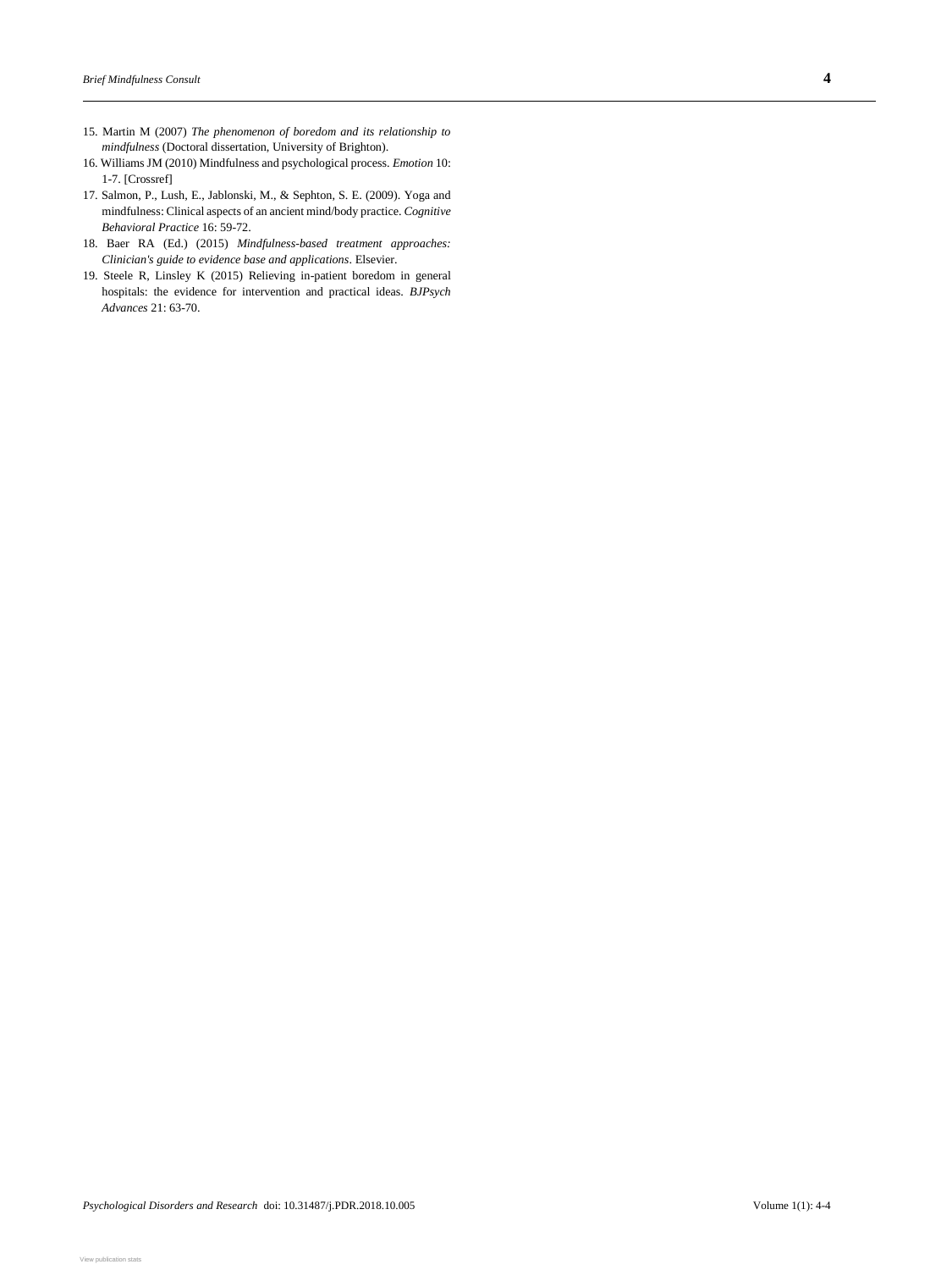15. Martin M (2007) *The phenomenon of boredom and its relationship to mindfulness* (Doctoral dissertation, University of Brighton).
16. Williams JM (2010) Mindfulness and psychological process. *Emotion* 10: 1-7. [Crossref]
17. Salmon, P., Lush, E., Jablonski, M., & Sephton, S. E. (2009). Yoga and mindfulness: Clinical aspects of an ancient mind/body practice. *Cognitive Behavioral Practice* 16: 59-72.
18. Baer RA (Ed.) (2015) *Mindfulness-based treatment approaches: Clinician's guide to evidence base and applications*. Elsevier.
19. Steele R, Linsley K (2015) Relieving in-patient boredom in general hospitals: the evidence for intervention and practical ideas. *BJPsych Advances* 21: 63-70.